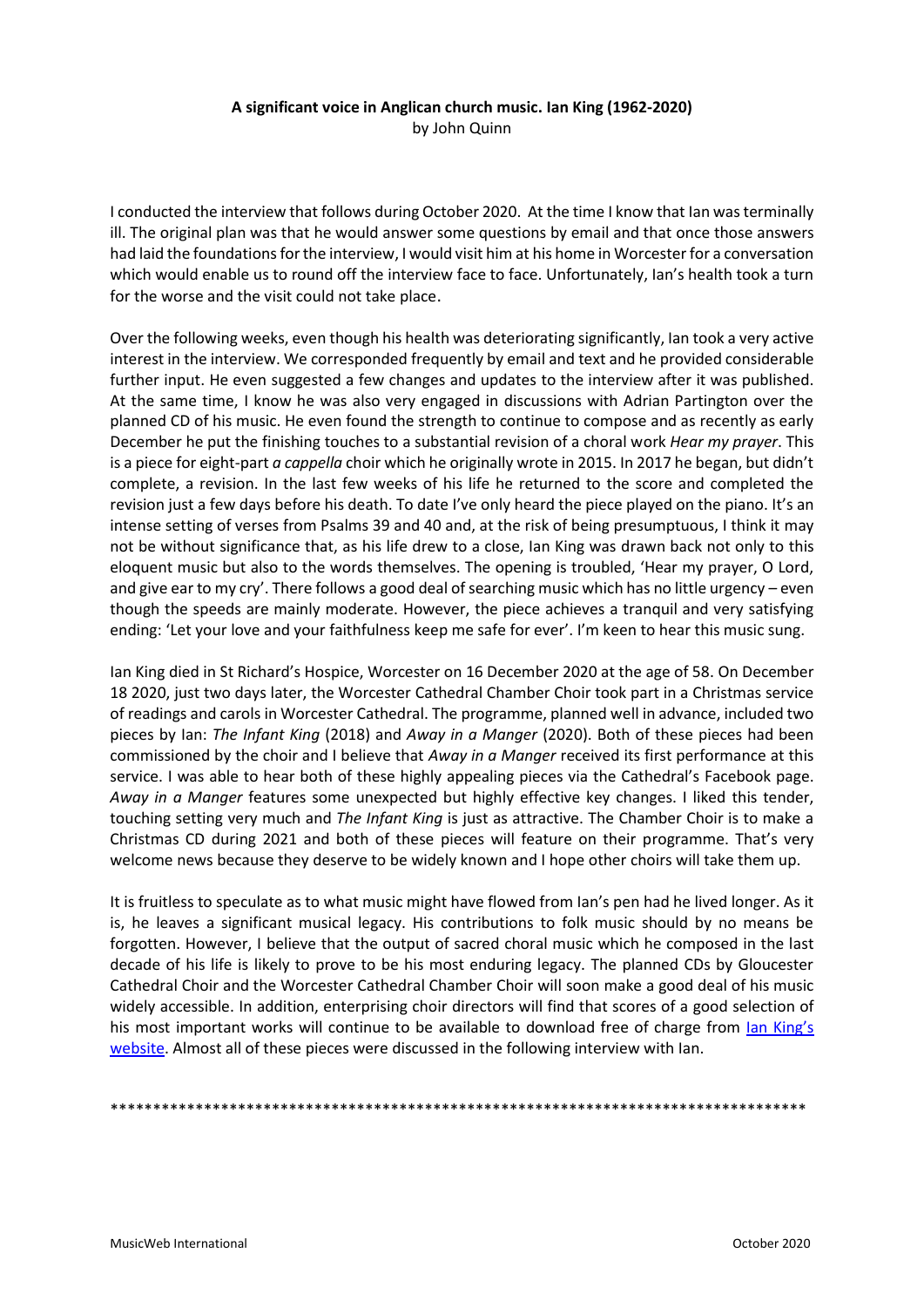**A significant voice in Anglican church music. Ian King (1962-2020)**

by John Quinn

I conducted the interview that follows during October 2020. At the time I know that Ian was terminally ill. The original plan was that he would answer some questions by email and that once those answers had laid the foundations for the interview, I would visit him at his home in Worcester for a conversation which would enable us to round off the interview face to face. Unfortunately, Ian's health took a turn for the worse and the visit could not take place.

Over the following weeks, even though his health was deteriorating significantly, Ian took a very active interest in the interview. We corresponded frequently by email and text and he provided considerable further input. He even suggested a few changes and updates to the interview after it was published. At the same time, I know he was also very engaged in discussions with Adrian Partington over the planned CD of his music. He even found the strength to continue to compose and as recently as early December he put the finishing touches to a substantial revision of a choral work *Hear my prayer*. This is a piece for eight-part *a cappella* choir which he originally wrote in 2015. In 2017 he began, but didn't complete, a revision. In the last few weeks of his life he returned to the score and completed the revision just a few days before his death. To date I've only heard the piece played on the piano. It's an intense setting of verses from Psalms 39 and 40 and, at the risk of being presumptuous, I think it may not be without significance that, as his life drew to a close, Ian King was drawn back not only to this eloquent music but also to the words themselves. The opening is troubled, 'Hear my prayer, O Lord, and give ear to my cry'. There follows a good deal of searching music which has no little urgency – even though the speeds are mainly moderate. However, the piece achieves a tranquil and very satisfying ending: 'Let your love and your faithfulness keep me safe for ever'. I'm keen to hear this music sung.

Ian King died in St Richard's Hospice, Worcester on 16 December 2020 at the age of 58. On December 18 2020, just two days later, the Worcester Cathedral Chamber Choir took part in a Christmas service of readings and carols in Worcester Cathedral. The programme, planned well in advance, included two pieces by Ian: *The Infant King* (2018) and *Away in a Manger* (2020). Both of these pieces had been commissioned by the choir and I believe that *Away in a Manger* received its first performance at this service. I was able to hear both of these highly appealing pieces via the Cathedral's Facebook page. *Away in a Manger* features some unexpected but highly effective key changes. I liked this tender, touching setting very much and *The Infant King* is just as attractive. The Chamber Choir is to make a Christmas CD during 2021 and both of these pieces will feature on their programme. That's very welcome news because they deserve to be widely known and I hope other choirs will take them up.

It is fruitless to speculate as to what music might have flowed from Ian's pen had he lived longer. As it is, he leaves a significant musical legacy. His contributions to folk music should by no means be forgotten. However, I believe that the output of sacred choral music which he composed in the last decade of his life is likely to prove to be his most enduring legacy. The planned CDs by Gloucester Cathedral Choir and the Worcester Cathedral Chamber Choir will soon make a good deal of his music widely accessible. In addition, enterprising choir directors will find that scores of a good selection of his most important works will continue to be available to download free of charge from Ian King's website. Almost all of these pieces were discussed in the following interview with Ian.

*************************************************************************************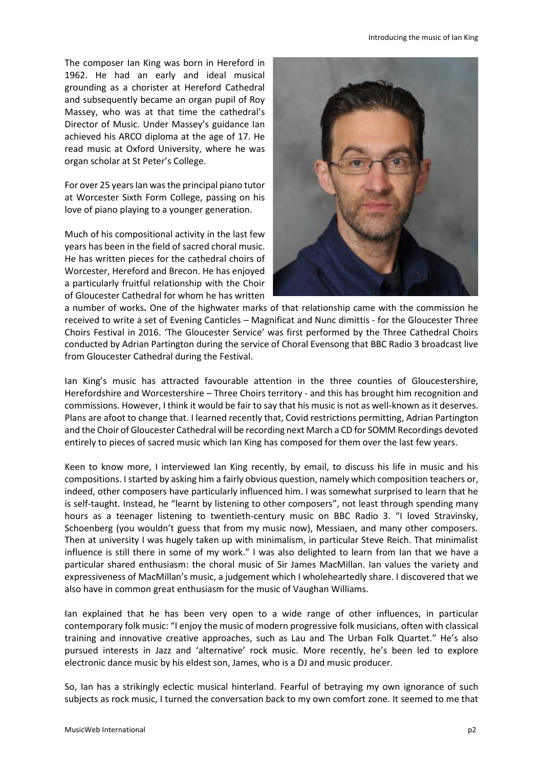The composer Ian King was born in Hereford in 1962. He had an early and ideal musical grounding as a chorister at Hereford Cathedral and subsequently became an organ pupil of Roy Massey, who was at that time the cathedral's Director of Music. Under Massey's guidance Ian achieved his ARCO diploma at the age of 17. He read music at Oxford University, where he was organ scholar at St Peter's College.

For over 25 years Ian was the principal piano tutor at Worcester Sixth Form College, passing on his love of piano playing to a younger generation.

Much of his compositional activity in the last few years has been in the field of sacred choral music. He has written pieces for the cathedral choirs of Worcester, Hereford and Brecon. He has enjoyed a particularly fruitful relationship with the Choir of Gloucester Cathedral for whom he has written a number of works**.** One of the highwater marks of that relationship came with the commission he received to write a set of Evening Canticles – Magnificat and Nunc dimittis - for the Gloucester Three Choirs Festival in 2016. 'The Gloucester Service' was first performed by the Three Cathedral Choirs conducted by Adrian Partington during the service of Choral Evensong that BBC Radio 3 broadcast live from Gloucester Cathedral during the Festival.

Ian King's music has attracted favourable attention in the three counties of Gloucestershire, Herefordshire and Worcestershire – Three Choirs territory - and this has brought him recognition and commissions. However, I think it would be fair to say that his music is not as well-known as it deserves. Plans are afoot to change that. I learned recently that, Covid restrictions permitting, Adrian Partington and the Choir of Gloucester Cathedral will be recording next March a CD for SOMM Recordings devoted entirely to pieces of sacred music which Ian King has composed for them over the last few years.

Keen to know more, I interviewed Ian King recently, by email, to discuss his life in music and his compositions. I started by asking him a fairly obvious question, namely which composition teachers or, indeed, other composers have particularly influenced him. I was somewhat surprised to learn that he is self-taught. Instead, he "learnt by listening to other composers", not least through spending many hours as a teenager listening to twentieth-century music on BBC Radio 3. "I loved Stravinsky, Schoenberg (you wouldn't guess that from my music now), Messiaen, and many other composers. Then at university I was hugely taken up with minimalism, in particular Steve Reich. That minimalist influence is still there in some of my work." I was also delighted to learn from Ian that we have a particular shared enthusiasm: the choral music of Sir James MacMillan. Ian values the variety and expressiveness of MacMillan's music, a judgement which I wholeheartedly share. I discovered that we also have in common great enthusiasm for the music of Vaughan Williams.

Ian explained that he has been very open to a wide range of other influences, in particular contemporary folk music: "I enjoy the music of modern progressive folk musicians, often with classical training and innovative creative approaches, such as Lau and The Urban Folk Quartet." He's also pursued interests in Jazz and 'alternative' rock music. More recently, he's been led to explore electronic dance music by his eldest son, James, who is a DJ and music producer.

So, Ian has a strikingly eclectic musical hinterland. Fearful of betraying my own ignorance of such subjects as rock music, I turned the conversation back to my own comfort zone. It seemed to me that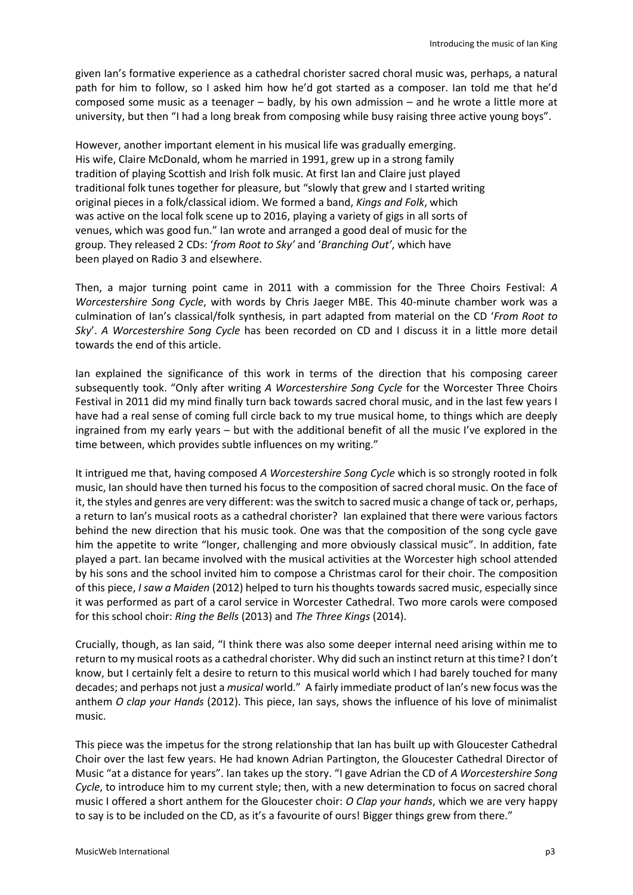given Ian's formative experience as a cathedral chorister sacred choral music was, perhaps, a natural path for him to follow, so I asked him how he'd got started as a composer. Ian told me that he'd composed some music as a teenager – badly, by his own admission – and he wrote a little more at university, but then "I had a long break from composing while busy raising three active young boys".

However, another important element in his musical life was gradually emerging. His wife, Claire McDonald, whom he married in 1991, grew up in a strong family tradition of playing Scottish and Irish folk music. At first Ian and Claire just played traditional folk tunes together for pleasure, but "slowly that grew and I started writing original pieces in a folk/classical idiom. We formed a band, *Kings and Folk*, which was active on the local folk scene up to 2016, playing a variety of gigs in all sorts of venues, which was good fun." Ian wrote and arranged a good deal of music for the group. They released 2 CDs: '*from Root to Sky'* and '*Branching Out'*, which have been played on Radio 3 and elsewhere.

Then, a major turning point came in 2011 with a commission for the Three Choirs Festival: *A Worcestershire Song Cycle*, with words by Chris Jaeger MBE. This 40-minute chamber work was a culmination of Ian's classical/folk synthesis, in part adapted from material on the CD '*From Root to Sky*'. *A Worcestershire Song Cycle* has been recorded on CD and I discuss it in a little more detail towards the end of this article.

Ian explained the significance of this work in terms of the direction that his composing career subsequently took. "Only after writing *A Worcestershire Song Cycle* for the Worcester Three Choirs Festival in 2011 did my mind finally turn back towards sacred choral music, and in the last few years I have had a real sense of coming full circle back to my true musical home, to things which are deeply ingrained from my early years – but with the additional benefit of all the music I've explored in the time between, which provides subtle influences on my writing."

It intrigued me that, having composed *A Worcestershire Song Cycle* which is so strongly rooted in folk music, Ian should have then turned his focus to the composition of sacred choral music. On the face of it, the styles and genres are very different: was the switch to sacred music a change of tack or, perhaps, a return to Ian's musical roots as a cathedral chorister? Ian explained that there were various factors behind the new direction that his music took. One was that the composition of the song cycle gave him the appetite to write "longer, challenging and more obviously classical music". In addition, fate played a part. Ian became involved with the musical activities at the Worcester high school attended by his sons and the school invited him to compose a Christmas carol for their choir. The composition of this piece, *I saw a Maiden* (2012) helped to turn his thoughts towards sacred music, especially since it was performed as part of a carol service in Worcester Cathedral. Two more carols were composed for this school choir: *Ring the Bells* (2013) and *The Three Kings* (2014).

Crucially, though, as Ian said, "I think there was also some deeper internal need arising within me to return to my musical roots as a cathedral chorister. Why did such an instinct return at this time? I don't know, but I certainly felt a desire to return to this musical world which I had barely touched for many decades; and perhaps not just a *musical* world." A fairly immediate product of Ian's new focus was the anthem *O clap your Hands* (2012). This piece, Ian says, shows the influence of his love of minimalist music.

This piece was the impetus for the strong relationship that Ian has built up with Gloucester Cathedral Choir over the last few years. He had known Adrian Partington, the Gloucester Cathedral Director of Music "at a distance for years". Ian takes up the story. "I gave Adrian the CD of *A Worcestershire Song Cycle*, to introduce him to my current style; then, with a new determination to focus on sacred choral music I offered a short anthem for the Gloucester choir: *O Clap your hands*, which we are very happy to say is to be included on the CD, as it's a favourite of ours! Bigger things grew from there."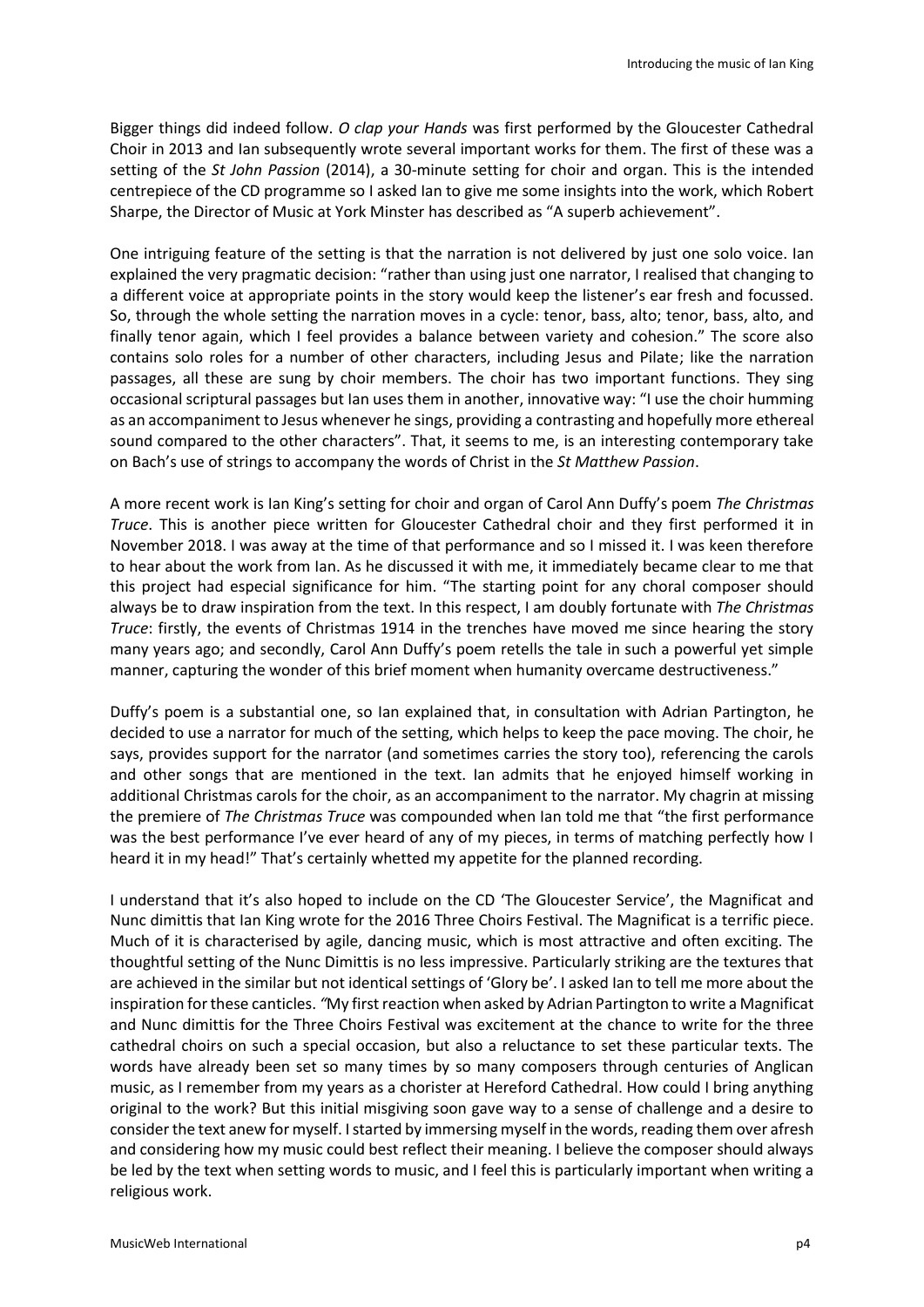Bigger things did indeed follow. *O clap your Hands* was first performed by the Gloucester Cathedral Choir in 2013 and Ian subsequently wrote several important works for them. The first of these was a setting of the *St John Passion* (2014), a 30-minute setting for choir and organ. This is the intended centrepiece of the CD programme so I asked Ian to give me some insights into the work, which Robert Sharpe, the Director of Music at York Minster has described as "A superb achievement".

One intriguing feature of the setting is that the narration is not delivered by just one solo voice. Ian explained the very pragmatic decision: "rather than using just one narrator, I realised that changing to a different voice at appropriate points in the story would keep the listener's ear fresh and focussed. So, through the whole setting the narration moves in a cycle: tenor, bass, alto; tenor, bass, alto, and finally tenor again, which I feel provides a balance between variety and cohesion." The score also contains solo roles for a number of other characters, including Jesus and Pilate; like the narration passages, all these are sung by choir members. The choir has two important functions. They sing occasional scriptural passages but Ian uses them in another, innovative way: "I use the choir humming as an accompaniment to Jesus whenever he sings, providing a contrasting and hopefully more ethereal sound compared to the other characters". That, it seems to me, is an interesting contemporary take on Bach's use of strings to accompany the words of Christ in the *St Matthew Passion*.

A more recent work is Ian King's setting for choir and organ of Carol Ann Duffy's poem *The Christmas Truce*. This is another piece written for Gloucester Cathedral choir and they first performed it in November 2018. I was away at the time of that performance and so I missed it. I was keen therefore to hear about the work from Ian. As he discussed it with me, it immediately became clear to me that this project had especial significance for him. "The starting point for any choral composer should always be to draw inspiration from the text. In this respect, I am doubly fortunate with *The Christmas Truce*: firstly, the events of Christmas 1914 in the trenches have moved me since hearing the story many years ago; and secondly, Carol Ann Duffy's poem retells the tale in such a powerful yet simple manner, capturing the wonder of this brief moment when humanity overcame destructiveness."

Duffy's poem is a substantial one, so Ian explained that, in consultation with Adrian Partington, he decided to use a narrator for much of the setting, which helps to keep the pace moving. The choir, he says, provides support for the narrator (and sometimes carries the story too), referencing the carols and other songs that are mentioned in the text. Ian admits that he enjoyed himself working in additional Christmas carols for the choir, as an accompaniment to the narrator. My chagrin at missing the premiere of *The Christmas Truce* was compounded when Ian told me that "the first performance was the best performance I've ever heard of any of my pieces, in terms of matching perfectly how I heard it in my head!" That's certainly whetted my appetite for the planned recording.

I understand that it's also hoped to include on the CD 'The Gloucester Service', the Magnificat and Nunc dimittis that Ian King wrote for the 2016 Three Choirs Festival. The Magnificat is a terrific piece. Much of it is characterised by agile, dancing music, which is most attractive and often exciting. The thoughtful setting of the Nunc Dimittis is no less impressive. Particularly striking are the textures that are achieved in the similar but not identical settings of 'Glory be'. I asked Ian to tell me more about the inspiration for these canticles. *"*My first reaction when asked by Adrian Partington to write a Magnificat and Nunc dimittis for the Three Choirs Festival was excitement at the chance to write for the three cathedral choirs on such a special occasion, but also a reluctance to set these particular texts. The words have already been set so many times by so many composers through centuries of Anglican music, as I remember from my years as a chorister at Hereford Cathedral. How could I bring anything original to the work? But this initial misgiving soon gave way to a sense of challenge and a desire to consider the text anew for myself. I started by immersing myself in the words, reading them over afresh and considering how my music could best reflect their meaning. I believe the composer should always be led by the text when setting words to music, and I feel this is particularly important when writing a religious work.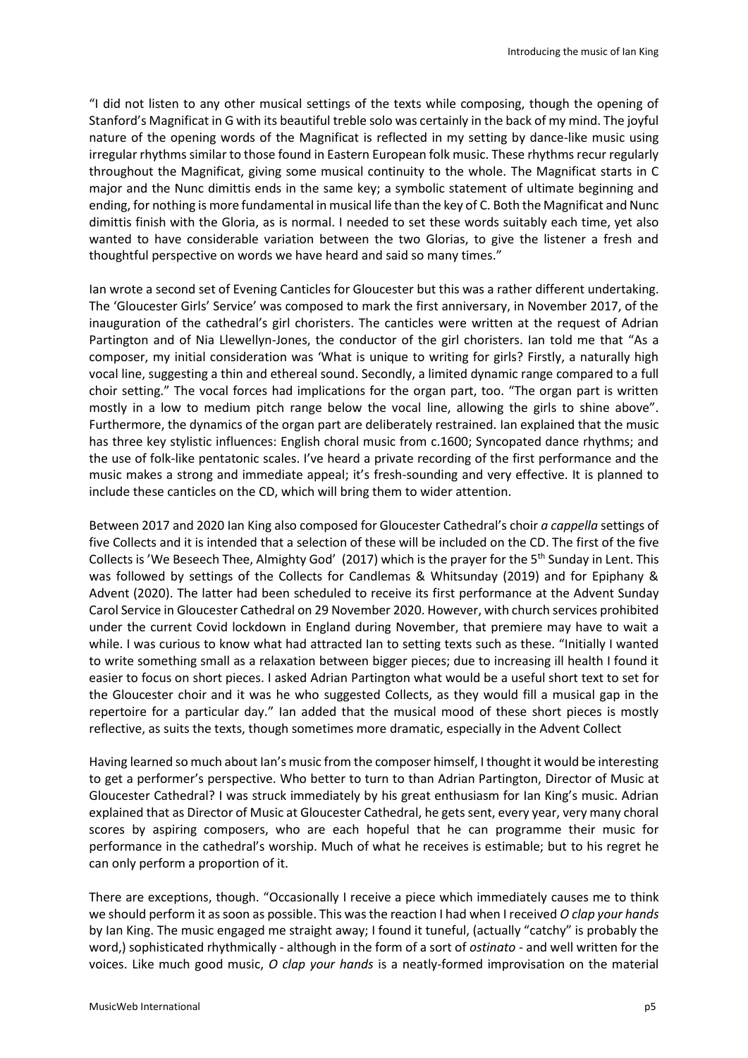"I did not listen to any other musical settings of the texts while composing, though the opening of Stanford's Magnificat in G with its beautiful treble solo was certainly in the back of my mind. The joyful nature of the opening words of the Magnificat is reflected in my setting by dance-like music using irregular rhythms similar to those found in Eastern European folk music. These rhythms recur regularly throughout the Magnificat, giving some musical continuity to the whole. The Magnificat starts in C major and the Nunc dimittis ends in the same key; a symbolic statement of ultimate beginning and ending, for nothing is more fundamental in musical life than the key of C. Both the Magnificat and Nunc dimittis finish with the Gloria, as is normal. I needed to set these words suitably each time, yet also wanted to have considerable variation between the two Glorias, to give the listener a fresh and thoughtful perspective on words we have heard and said so many times."

Ian wrote a second set of Evening Canticles for Gloucester but this was a rather different undertaking. The 'Gloucester Girls' Service' was composed to mark the first anniversary, in November 2017, of the inauguration of the cathedral's girl choristers. The canticles were written at the request of Adrian Partington and of Nia Llewellyn-Jones, the conductor of the girl choristers. Ian told me that "As a composer, my initial consideration was 'What is unique to writing for girls? Firstly, a naturally high vocal line, suggesting a thin and ethereal sound. Secondly, a limited dynamic range compared to a full choir setting." The vocal forces had implications for the organ part, too. "The organ part is written mostly in a low to medium pitch range below the vocal line, allowing the girls to shine above". Furthermore, the dynamics of the organ part are deliberately restrained. Ian explained that the music has three key stylistic influences: English choral music from c.1600; Syncopated dance rhythms; and the use of folk-like pentatonic scales. I've heard a private recording of the first performance and the music makes a strong and immediate appeal; it's fresh-sounding and very effective. It is planned to include these canticles on the CD, which will bring them to wider attention.

Between 2017 and 2020 Ian King also composed for Gloucester Cathedral's choir *a cappella* settings of five Collects and it is intended that a selection of these will be included on the CD. The first of the five Collects is 'We Beseech Thee, Almighty God' (2017) which is the prayer for the 5th Sunday in Lent. This was followed by settings of the Collects for Candlemas & Whitsunday (2019) and for Epiphany & Advent (2020). The latter had been scheduled to receive its first performance at the Advent Sunday Carol Service in Gloucester Cathedral on 29 November 2020. However, with church services prohibited under the current Covid lockdown in England during November, that premiere may have to wait a while. I was curious to know what had attracted Ian to setting texts such as these. "Initially I wanted to write something small as a relaxation between bigger pieces; due to increasing ill health I found it easier to focus on short pieces. I asked Adrian Partington what would be a useful short text to set for the Gloucester choir and it was he who suggested Collects, as they would fill a musical gap in the repertoire for a particular day." Ian added that the musical mood of these short pieces is mostly reflective, as suits the texts, though sometimes more dramatic, especially in the Advent Collect

Having learned so much about Ian's music from the composer himself, I thought it would be interesting to get a performer's perspective. Who better to turn to than Adrian Partington, Director of Music at Gloucester Cathedral? I was struck immediately by his great enthusiasm for Ian King's music. Adrian explained that as Director of Music at Gloucester Cathedral, he gets sent, every year, very many choral scores by aspiring composers, who are each hopeful that he can programme their music for performance in the cathedral's worship. Much of what he receives is estimable; but to his regret he can only perform a proportion of it.

There are exceptions, though. "Occasionally I receive a piece which immediately causes me to think we should perform it as soon as possible. This was the reaction I had when I received *O clap your hands* by Ian King. The music engaged me straight away; I found it tuneful, (actually "catchy" is probably the word,) sophisticated rhythmically - although in the form of a sort of *ostinato* - and well written for the voices. Like much good music, *O clap your hands* is a neatly-formed improvisation on the material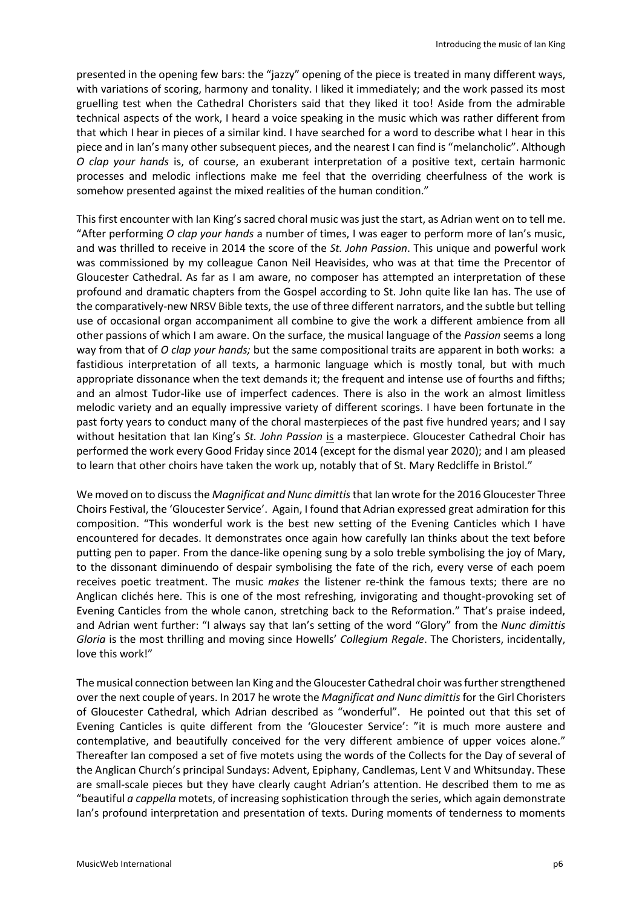presented in the opening few bars: the "jazzy" opening of the piece is treated in many different ways, with variations of scoring, harmony and tonality. I liked it immediately; and the work passed its most gruelling test when the Cathedral Choristers said that they liked it too! Aside from the admirable technical aspects of the work, I heard a voice speaking in the music which was rather different from that which I hear in pieces of a similar kind. I have searched for a word to describe what I hear in this piece and in Ian's many other subsequent pieces, and the nearest I can find is "melancholic". Although *O clap your hands* is, of course, an exuberant interpretation of a positive text, certain harmonic processes and melodic inflections make me feel that the overriding cheerfulness of the work is somehow presented against the mixed realities of the human condition."

This first encounter with Ian King's sacred choral music was just the start, as Adrian went on to tell me. "After performing *O clap your hands* a number of times, I was eager to perform more of Ian's music, and was thrilled to receive in 2014 the score of the *St. John Passion*. This unique and powerful work was commissioned by my colleague Canon Neil Heavisides, who was at that time the Precentor of Gloucester Cathedral. As far as I am aware, no composer has attempted an interpretation of these profound and dramatic chapters from the Gospel according to St. John quite like Ian has. The use of the comparatively-new NRSV Bible texts, the use of three different narrators, and the subtle but telling use of occasional organ accompaniment all combine to give the work a different ambience from all other passions of which I am aware. On the surface, the musical language of the *Passion* seems a long way from that of *O clap your hands;* but the same compositional traits are apparent in both works: a fastidious interpretation of all texts, a harmonic language which is mostly tonal, but with much appropriate dissonance when the text demands it; the frequent and intense use of fourths and fifths; and an almost Tudor-like use of imperfect cadences. There is also in the work an almost limitless melodic variety and an equally impressive variety of different scorings. I have been fortunate in the past forty years to conduct many of the choral masterpieces of the past five hundred years; and I say without hesitation that Ian King's *St. John Passion* <u>is</u> a masterpiece. Gloucester Cathedral Choir has performed the work every Good Friday since 2014 (except for the dismal year 2020); and I am pleased to learn that other choirs have taken the work up, notably that of St. Mary Redcliffe in Bristol."

We moved on to discuss the *Magnificat and Nunc dimittis* that Ian wrote for the 2016 Gloucester Three Choirs Festival, the 'Gloucester Service'. Again, I found that Adrian expressed great admiration for this composition. "This wonderful work is the best new setting of the Evening Canticles which I have encountered for decades. It demonstrates once again how carefully Ian thinks about the text before putting pen to paper. From the dance-like opening sung by a solo treble symbolising the joy of Mary, to the dissonant diminuendo of despair symbolising the fate of the rich, every verse of each poem receives poetic treatment. The music *makes* the listener re-think the famous texts; there are no Anglican clichés here. This is one of the most refreshing, invigorating and thought-provoking set of Evening Canticles from the whole canon, stretching back to the Reformation." That's praise indeed, and Adrian went further: "I always say that Ian's setting of the word "Glory" from the *Nunc dimittis Gloria* is the most thrilling and moving since Howells' *Collegium Regale*. The Choristers, incidentally, love this work!"

The musical connection between Ian King and the Gloucester Cathedral choir was further strengthened over the next couple of years. In 2017 he wrote the *Magnificat and Nunc dimittis* for the Girl Choristers of Gloucester Cathedral, which Adrian described as "wonderful". He pointed out that this set of Evening Canticles is quite different from the 'Gloucester Service': "it is much more austere and contemplative, and beautifully conceived for the very different ambience of upper voices alone." Thereafter Ian composed a set of five motets using the words of the Collects for the Day of several of the Anglican Church's principal Sundays: Advent, Epiphany, Candlemas, Lent V and Whitsunday. These are small-scale pieces but they have clearly caught Adrian's attention. He described them to me as "beautiful *a cappella* motets, of increasing sophistication through the series, which again demonstrate Ian's profound interpretation and presentation of texts. During moments of tenderness to moments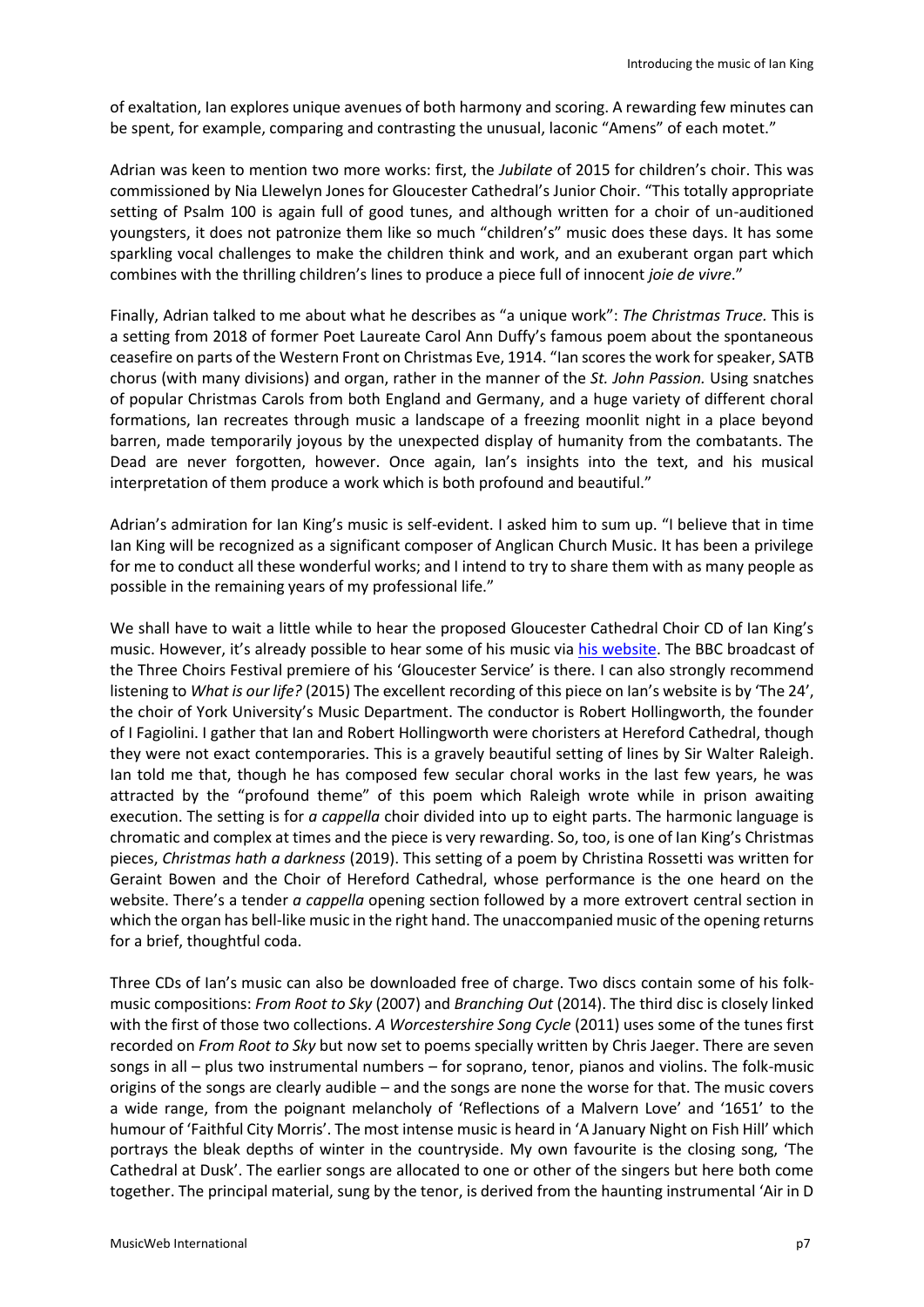of exaltation, Ian explores unique avenues of both harmony and scoring. A rewarding few minutes can be spent, for example, comparing and contrasting the unusual, laconic "Amens" of each motet."

Adrian was keen to mention two more works: first, the *Jubilate* of 2015 for children's choir. This was commissioned by Nia Llewelyn Jones for Gloucester Cathedral's Junior Choir. "This totally appropriate setting of Psalm 100 is again full of good tunes, and although written for a choir of un-auditioned youngsters, it does not patronize them like so much "children's" music does these days. It has some sparkling vocal challenges to make the children think and work, and an exuberant organ part which combines with the thrilling children's lines to produce a piece full of innocent *joie de vivre*."

Finally, Adrian talked to me about what he describes as "a unique work": *The Christmas Truce.* This is a setting from 2018 of former Poet Laureate Carol Ann Duffy's famous poem about the spontaneous ceasefire on parts of the Western Front on Christmas Eve, 1914. "Ian scores the work for speaker, SATB chorus (with many divisions) and organ, rather in the manner of the *St. John Passion.* Using snatches of popular Christmas Carols from both England and Germany, and a huge variety of different choral formations, Ian recreates through music a landscape of a freezing moonlit night in a place beyond barren, made temporarily joyous by the unexpected display of humanity from the combatants. The Dead are never forgotten, however. Once again, Ian's insights into the text, and his musical interpretation of them produce a work which is both profound and beautiful."

Adrian's admiration for Ian King's music is self-evident. I asked him to sum up. "I believe that in time Ian King will be recognized as a significant composer of Anglican Church Music. It has been a privilege for me to conduct all these wonderful works; and I intend to try to share them with as many people as possible in the remaining years of my professional life."

We shall have to wait a little while to hear the proposed Gloucester Cathedral Choir CD of Ian King's music. However, it's already possible to hear some of his music via his website. The BBC broadcast of the Three Choirs Festival premiere of his 'Gloucester Service' is there. I can also strongly recommend listening to *What is our life?* (2015) The excellent recording of this piece on Ian's website is by 'The 24', the choir of York University's Music Department. The conductor is Robert Hollingworth, the founder of I Fagiolini. I gather that Ian and Robert Hollingworth were choristers at Hereford Cathedral, though they were not exact contemporaries. This is a gravely beautiful setting of lines by Sir Walter Raleigh. Ian told me that, though he has composed few secular choral works in the last few years, he was attracted by the "profound theme" of this poem which Raleigh wrote while in prison awaiting execution. The setting is for *a cappella* choir divided into up to eight parts. The harmonic language is chromatic and complex at times and the piece is very rewarding. So, too, is one of Ian King's Christmas pieces, *Christmas hath a darkness* (2019). This setting of a poem by Christina Rossetti was written for Geraint Bowen and the Choir of Hereford Cathedral, whose performance is the one heard on the website. There's a tender *a cappella* opening section followed by a more extrovert central section in which the organ has bell-like music in the right hand. The unaccompanied music of the opening returns for a brief, thoughtful coda.

Three CDs of Ian's music can also be downloaded free of charge. Two discs contain some of his folk-music compositions: *From Root to Sky* (2007) and *Branching Out* (2014). The third disc is closely linked with the first of those two collections. *A Worcestershire Song Cycle* (2011) uses some of the tunes first recorded on *From Root to Sky* but now set to poems specially written by Chris Jaeger. There are seven songs in all – plus two instrumental numbers – for soprano, tenor, pianos and violins. The folk-music origins of the songs are clearly audible – and the songs are none the worse for that. The music covers a wide range, from the poignant melancholy of 'Reflections of a Malvern Love' and '1651' to the humour of 'Faithful City Morris'. The most intense music is heard in 'A January Night on Fish Hill' which portrays the bleak depths of winter in the countryside. My own favourite is the closing song, 'The Cathedral at Dusk'. The earlier songs are allocated to one or other of the singers but here both come together. The principal material, sung by the tenor, is derived from the haunting instrumental 'Air in D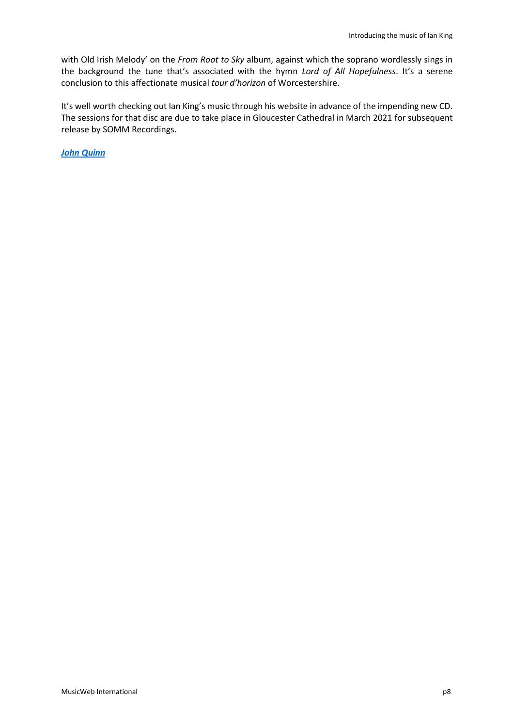with Old Irish Melody' on the *From Root to Sky* album, against which the soprano wordlessly sings in the background the tune that's associated with the hymn *Lord of All Hopefulness*. It's a serene conclusion to this affectionate musical *tour d'horizon* of Worcestershire.

It's well worth checking out Ian King's music through his website in advance of the impending new CD. The sessions for that disc are due to take place in Gloucester Cathedral in March 2021 for subsequent release by SOMM Recordings.

***John Quinn***